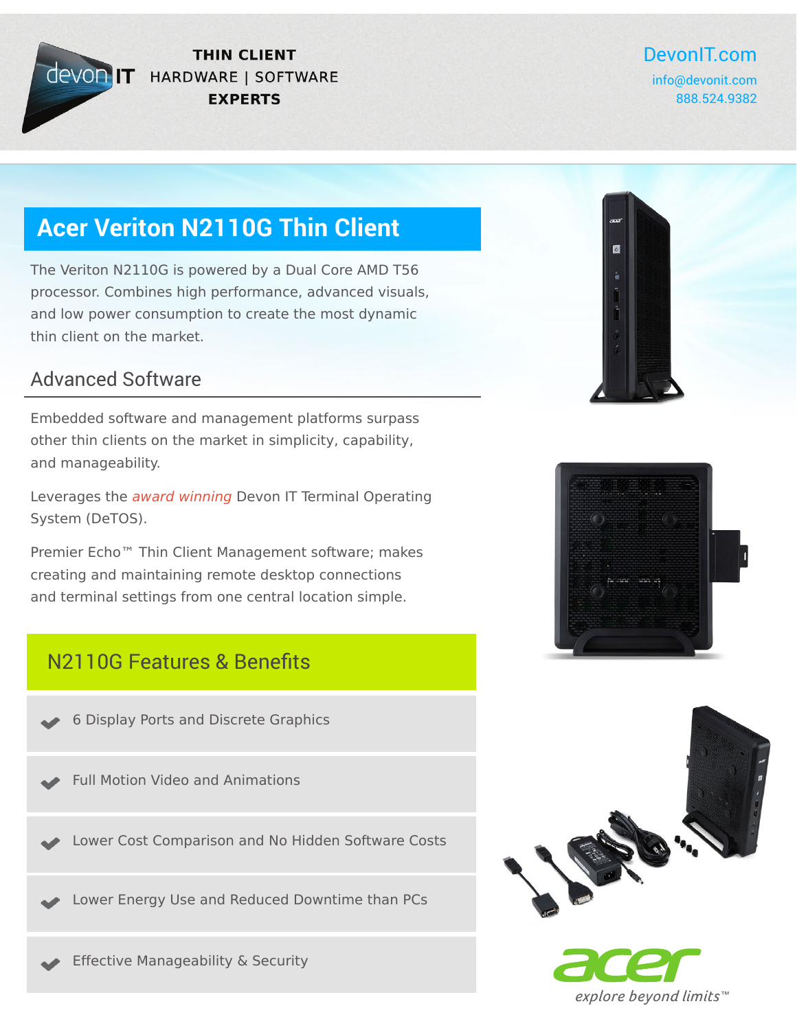devon IT THIN CLIENT HARDWARE | SOFTWARE EXPERTS

DevonIT.com
info@devonit.com
888.524.9382

# Acer Veriton N2110G Thin Client

The Veriton N2110G is powered by a Dual Core AMD T56 processor. Combines high performance, advanced visuals, and low power consumption to create the most dynamic thin client on the market.

## Advanced Software

Embedded software and management platforms surpass other thin clients on the market in simplicity, capability, and manageability.

Leverages the *award winning* Devon IT Terminal Operating System (DeTOS).

Premier Echo™ Thin Client Management software; makes creating and maintaining remote desktop connections and terminal settings from one central location simple.

## N2110G Features & Benefits

- 6 Display Ports and Discrete Graphics
- Full Motion Video and Animations
- Lower Cost Comparison and No Hidden Software Costs
- Lower Energy Use and Reduced Downtime than PCs
- Effective Manageability & Security

acer
*explore beyond limits™*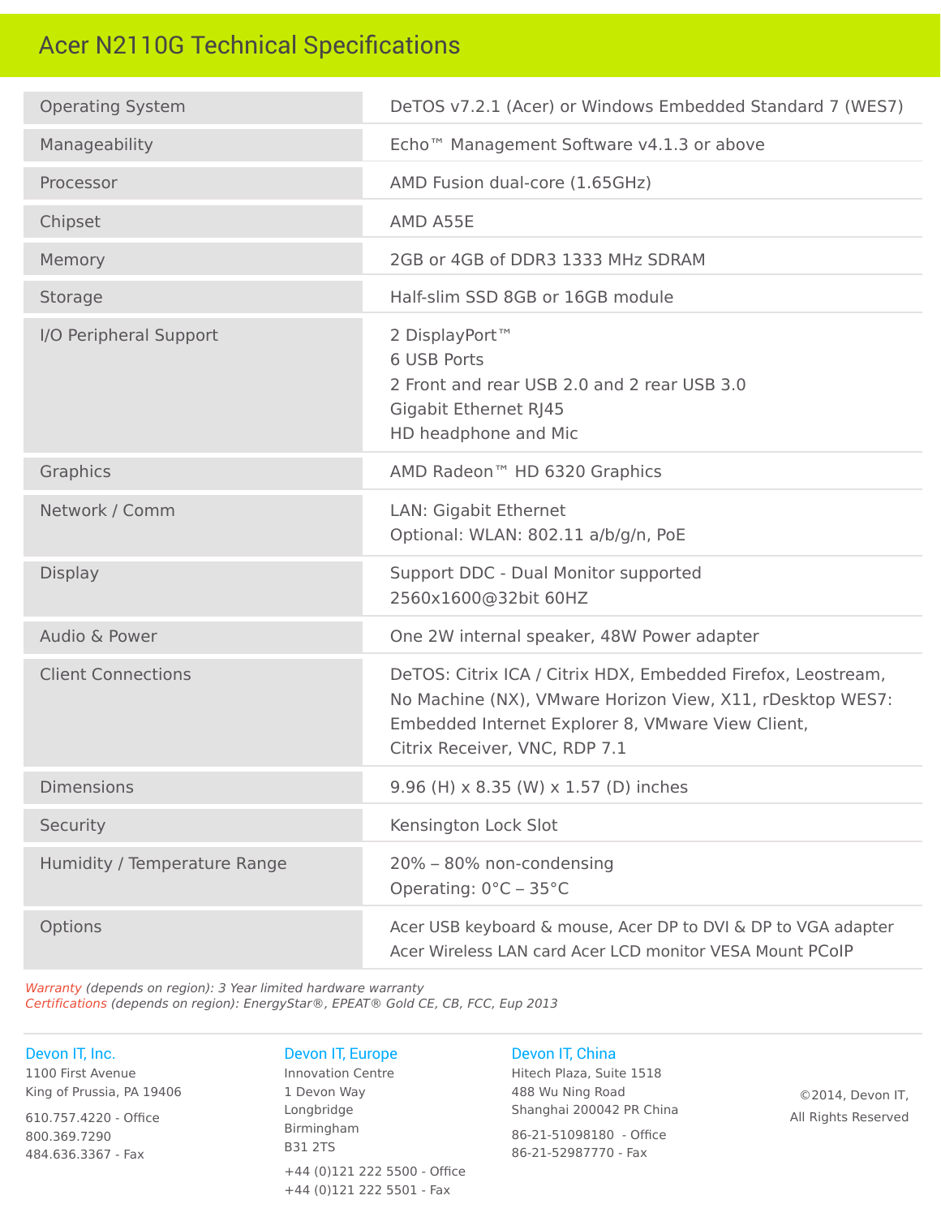# Acer N2110G Technical Specifications

| | |
|---|---|
| Operating System | DeTOS v7.2.1 (Acer) or Windows Embedded Standard 7 (WES7) |
| Manageability | Echo™ Management Software v4.1.3 or above |
| Processor | AMD Fusion dual-core (1.65GHz) |
| Chipset | AMD A55E |
| Memory | 2GB or 4GB of DDR3 1333 MHz SDRAM |
| Storage | Half-slim SSD 8GB or 16GB module |
| I/O Peripheral Support | 2 DisplayPort™<br>6 USB Ports<br>2 Front and rear USB 2.0 and 2 rear USB 3.0<br>Gigabit Ethernet RJ45<br>HD headphone and Mic |
| Graphics | AMD Radeon™ HD 6320 Graphics |
| Network / Comm | LAN: Gigabit Ethernet<br>Optional: WLAN: 802.11 a/b/g/n, PoE |
| Display | Support DDC - Dual Monitor supported<br>2560x1600@32bit 60HZ |
| Audio & Power | One 2W internal speaker, 48W Power adapter |
| Client Connections | DeTOS: Citrix ICA / Citrix HDX, Embedded Firefox, Leostream, No Machine (NX), VMware Horizon View, X11, rDesktop WES7: Embedded Internet Explorer 8, VMware View Client, Citrix Receiver, VNC, RDP 7.1 |
| Dimensions | 9.96 (H) x 8.35 (W) x 1.57 (D) inches |
| Security | Kensington Lock Slot |
| Humidity / Temperature Range | 20% – 80% non-condensing<br>Operating: 0°C – 35°C |
| Options | Acer USB keyboard & mouse, Acer DP to DVI & DP to VGA adapter<br>Acer Wireless LAN card Acer LCD monitor VESA Mount PCoIP |

*Warranty (depends on region): 3 Year limited hardware warranty*
*Certifications (depends on region): EnergyStar®, EPEAT® Gold CE, CB, FCC, Eup 2013*

**Devon IT, Inc.**
1100 First Avenue
King of Prussia, PA 19406
610.757.4220 - Office
800.369.7290
484.636.3367 - Fax

**Devon IT, Europe**
Innovation Centre
1 Devon Way
Longbridge
Birmingham
B31 2TS
+44 (0)121 222 5500 - Office
+44 (0)121 222 5501 - Fax

**Devon IT, China**
Hitech Plaza, Suite 1518
488 Wu Ning Road
Shanghai 200042 PR China
86-21-51098180 - Office
86-21-52987770 - Fax

©2014, Devon IT, All Rights Reserved